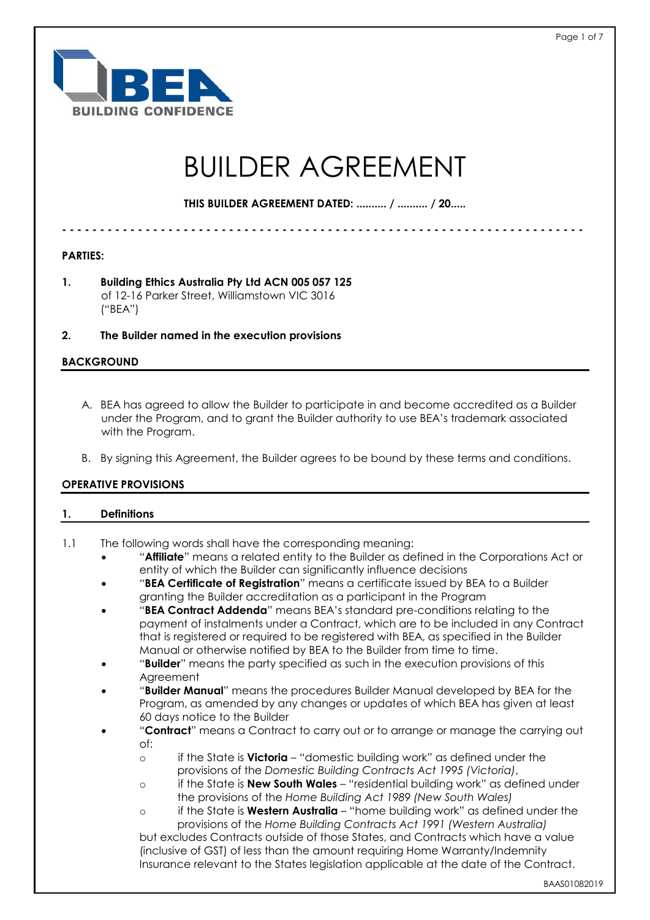# BUILDER AGREEMENT

**THIS BUILDER AGREEMENT DATED: .......... / .......... / 20.....**

- - - - - - - - - - - - - - - - - - - - - - - - - - - - - - - - - - - - - - - - - - - - - - - - - - - - - - - - - - - - - - - - - -

**PARTIES:**

**1. Building Ethics Australia Pty Ltd ACN 005 057 125**
of 12-16 Parker Street, Williamstown VIC 3016
("BEA")

**2. The Builder named in the execution provisions**

## BACKGROUND

A. BEA has agreed to allow the Builder to participate in and become accredited as a Builder under the Program, and to grant the Builder authority to use BEA's trademark associated with the Program.

B. By signing this Agreement, the Builder agrees to be bound by these terms and conditions.

## OPERATIVE PROVISIONS

### 1. Definitions

1.1 The following words shall have the corresponding meaning:

- "**Affiliate**" means a related entity to the Builder as defined in the Corporations Act or entity of which the Builder can significantly influence decisions
- "**BEA Certificate of Registration**" means a certificate issued by BEA to a Builder granting the Builder accreditation as a participant in the Program
- "**BEA Contract Addenda**" means BEA's standard pre-conditions relating to the payment of instalments under a Contract, which are to be included in any Contract that is registered or required to be registered with BEA, as specified in the Builder Manual or otherwise notified by BEA to the Builder from time to time.
- "**Builder**" means the party specified as such in the execution provisions of this Agreement
- "**Builder Manual**" means the procedures Builder Manual developed by BEA for the Program, as amended by any changes or updates of which BEA has given at least 60 days notice to the Builder
- "**Contract**" means a Contract to carry out or to arrange or manage the carrying out of:
  - if the State is **Victoria** – "domestic building work" as defined under the provisions of the *Domestic Building Contracts Act 1995 (Victoria)*,
  - if the State is **New South Wales** – "residential building work" as defined under the provisions of the *Home Building Act 1989 (New South Wales)*
  - if the State is **Western Australia** – "home building work" as defined under the provisions of the *Home Building Contracts Act 1991 (Western Australia)*

  but excludes Contracts outside of those States, and Contracts which have a value (inclusive of GST) of less than the amount requiring Home Warranty/Indemnity Insurance relevant to the States legislation applicable at the date of the Contract.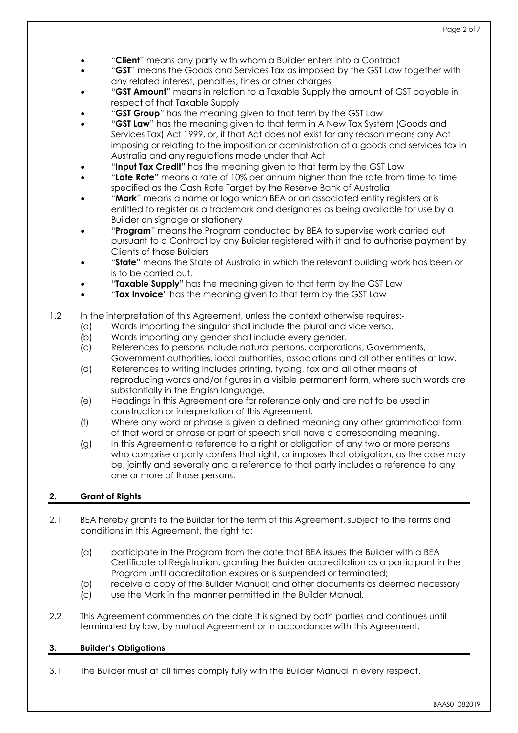- "**Client**" means any party with whom a Builder enters into a Contract
- "**GST**" means the Goods and Services Tax as imposed by the GST Law together with any related interest, penalties, fines or other charges
- "**GST Amount**" means in relation to a Taxable Supply the amount of GST payable in respect of that Taxable Supply
- "**GST Group**" has the meaning given to that term by the GST Law
- "**GST Law**" has the meaning given to that term in A New Tax System (Goods and Services Tax) Act 1999, or, if that Act does not exist for any reason means any Act imposing or relating to the imposition or administration of a goods and services tax in Australia and any regulations made under that Act
- "**Input Tax Credit**" has the meaning given to that term by the GST Law
- "**Late Rate**" means a rate of 10% per annum higher than the rate from time to time specified as the Cash Rate Target by the Reserve Bank of Australia
- "**Mark**" means a name or logo which BEA or an associated entity registers or is entitled to register as a trademark and designates as being available for use by a Builder on signage or stationery
- "**Program**" means the Program conducted by BEA to supervise work carried out pursuant to a Contract by any Builder registered with it and to authorise payment by Clients of those Builders
- "**State**" means the State of Australia in which the relevant building work has been or is to be carried out.
- "**Taxable Supply**" has the meaning given to that term by the GST Law
- "**Tax Invoice**" has the meaning given to that term by the GST Law

1.2 In the interpretation of this Agreement, unless the context otherwise requires:-

(a) Words importing the singular shall include the plural and vice versa.

(b) Words importing any gender shall include every gender.

(c) References to persons include natural persons, corporations, Governments, Government authorities, local authorities, associations and all other entities at law.

(d) References to writing includes printing, typing, fax and all other means of reproducing words and/or figures in a visible permanent form, where such words are substantially in the English language.

(e) Headings in this Agreement are for reference only and are not to be used in construction or interpretation of this Agreement.

(f) Where any word or phrase is given a defined meaning any other grammatical form of that word or phrase or part of speech shall have a corresponding meaning.

(g) In this Agreement a reference to a right or obligation of any two or more persons who comprise a party confers that right, or imposes that obligation, as the case may be, jointly and severally and a reference to that party includes a reference to any one or more of those persons.

## 2. Grant of Rights

2.1 BEA hereby grants to the Builder for the term of this Agreement, subject to the terms and conditions in this Agreement, the right to:

(a) participate in the Program from the date that BEA issues the Builder with a BEA Certificate of Registration, granting the Builder accreditation as a participant in the Program until accreditation expires or is suspended or terminated;

(b) receive a copy of the Builder Manual; and other documents as deemed necessary

(c) use the Mark in the manner permitted in the Builder Manual.

2.2 This Agreement commences on the date it is signed by both parties and continues until terminated by law, by mutual Agreement or in accordance with this Agreement.

## 3. Builder's Obligations

3.1 The Builder must at all times comply fully with the Builder Manual in every respect.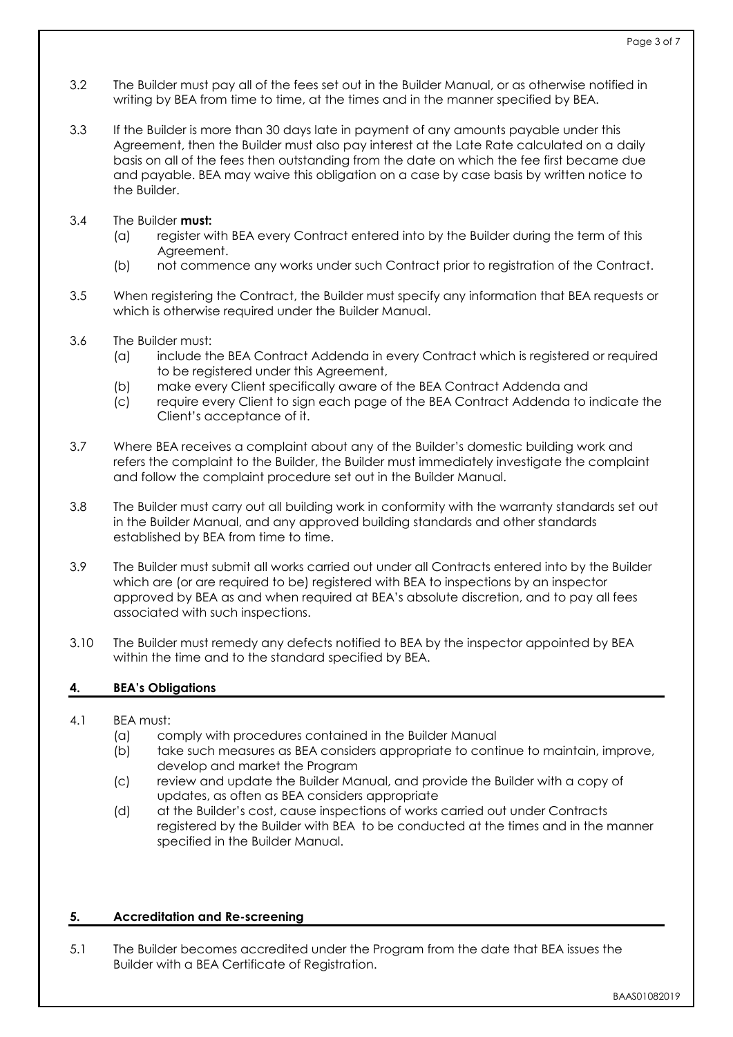3.2 The Builder must pay all of the fees set out in the Builder Manual, or as otherwise notified in writing by BEA from time to time, at the times and in the manner specified by BEA.

3.3 If the Builder is more than 30 days late in payment of any amounts payable under this Agreement, then the Builder must also pay interest at the Late Rate calculated on a daily basis on all of the fees then outstanding from the date on which the fee first became due and payable. BEA may waive this obligation on a case by case basis by written notice to the Builder.

3.4 The Builder **must:**

(a) register with BEA every Contract entered into by the Builder during the term of this Agreement.

(b) not commence any works under such Contract prior to registration of the Contract.

3.5 When registering the Contract, the Builder must specify any information that BEA requests or which is otherwise required under the Builder Manual.

3.6 The Builder must:

(a) include the BEA Contract Addenda in every Contract which is registered or required to be registered under this Agreement,

(b) make every Client specifically aware of the BEA Contract Addenda and

(c) require every Client to sign each page of the BEA Contract Addenda to indicate the Client's acceptance of it.

3.7 Where BEA receives a complaint about any of the Builder's domestic building work and refers the complaint to the Builder, the Builder must immediately investigate the complaint and follow the complaint procedure set out in the Builder Manual.

3.8 The Builder must carry out all building work in conformity with the warranty standards set out in the Builder Manual, and any approved building standards and other standards established by BEA from time to time.

3.9 The Builder must submit all works carried out under all Contracts entered into by the Builder which are (or are required to be) registered with BEA to inspections by an inspector approved by BEA as and when required at BEA's absolute discretion, and to pay all fees associated with such inspections.

3.10 The Builder must remedy any defects notified to BEA by the inspector appointed by BEA within the time and to the standard specified by BEA.

## 4. BEA's Obligations

4.1 BEA must:

(a) comply with procedures contained in the Builder Manual

(b) take such measures as BEA considers appropriate to continue to maintain, improve, develop and market the Program

(c) review and update the Builder Manual, and provide the Builder with a copy of updates, as often as BEA considers appropriate

(d) at the Builder's cost, cause inspections of works carried out under Contracts registered by the Builder with BEA to be conducted at the times and in the manner specified in the Builder Manual.

## 5. Accreditation and Re-screening

5.1 The Builder becomes accredited under the Program from the date that BEA issues the Builder with a BEA Certificate of Registration.

BAAS01082019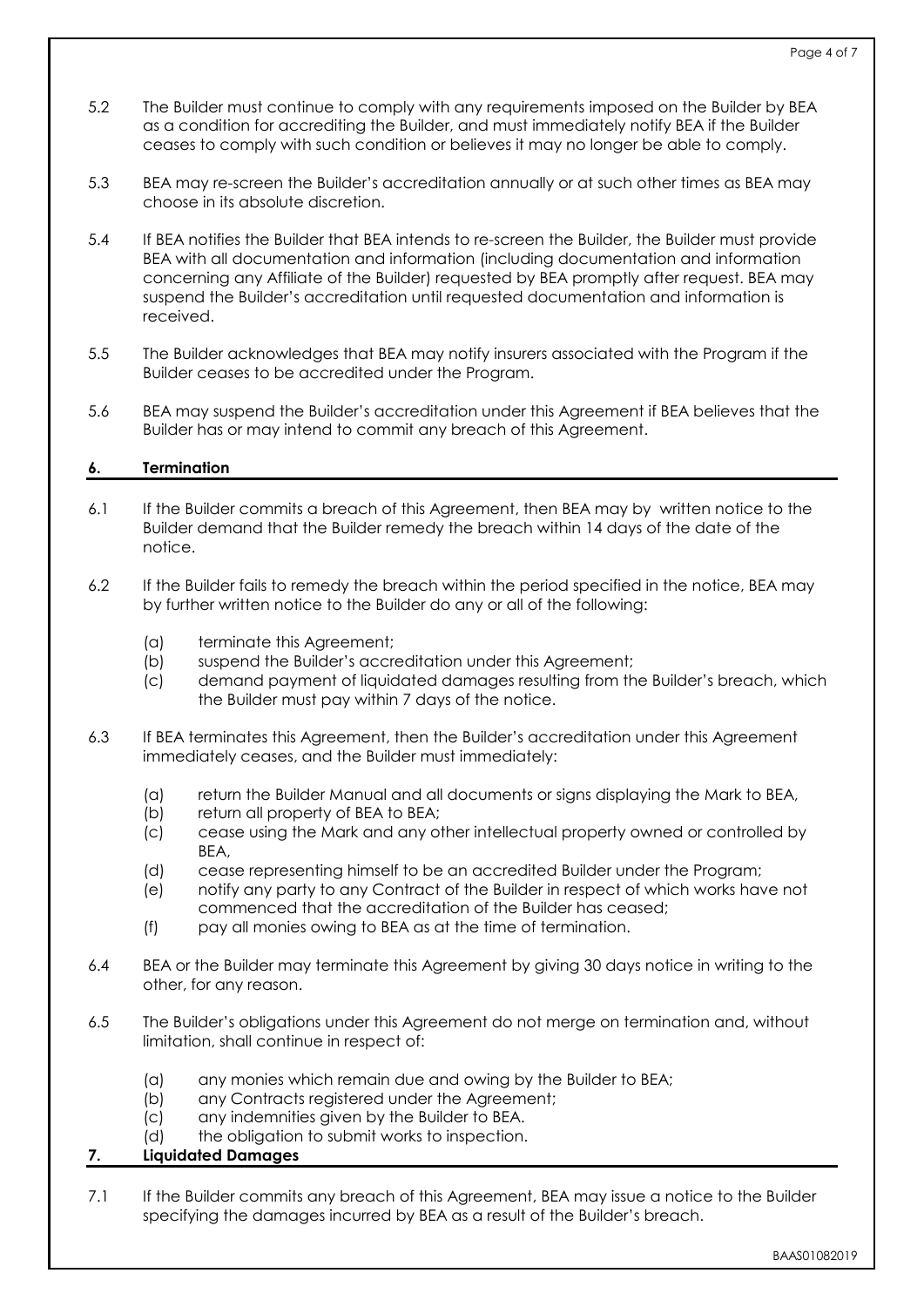5.2 The Builder must continue to comply with any requirements imposed on the Builder by BEA as a condition for accrediting the Builder, and must immediately notify BEA if the Builder ceases to comply with such condition or believes it may no longer be able to comply.

5.3 BEA may re-screen the Builder's accreditation annually or at such other times as BEA may choose in its absolute discretion.

5.4 If BEA notifies the Builder that BEA intends to re-screen the Builder, the Builder must provide BEA with all documentation and information (including documentation and information concerning any Affiliate of the Builder) requested by BEA promptly after request. BEA may suspend the Builder's accreditation until requested documentation and information is received.

5.5 The Builder acknowledges that BEA may notify insurers associated with the Program if the Builder ceases to be accredited under the Program.

5.6 BEA may suspend the Builder's accreditation under this Agreement if BEA believes that the Builder has or may intend to commit any breach of this Agreement.

## 6. Termination

6.1 If the Builder commits a breach of this Agreement, then BEA may by written notice to the Builder demand that the Builder remedy the breach within 14 days of the date of the notice.

6.2 If the Builder fails to remedy the breach within the period specified in the notice, BEA may by further written notice to the Builder do any or all of the following:

(a) terminate this Agreement;
(b) suspend the Builder's accreditation under this Agreement;
(c) demand payment of liquidated damages resulting from the Builder's breach, which the Builder must pay within 7 days of the notice.

6.3 If BEA terminates this Agreement, then the Builder's accreditation under this Agreement immediately ceases, and the Builder must immediately:

(a) return the Builder Manual and all documents or signs displaying the Mark to BEA,
(b) return all property of BEA to BEA;
(c) cease using the Mark and any other intellectual property owned or controlled by BEA,
(d) cease representing himself to be an accredited Builder under the Program;
(e) notify any party to any Contract of the Builder in respect of which works have not commenced that the accreditation of the Builder has ceased;
(f) pay all monies owing to BEA as at the time of termination.

6.4 BEA or the Builder may terminate this Agreement by giving 30 days notice in writing to the other, for any reason.

6.5 The Builder's obligations under this Agreement do not merge on termination and, without limitation, shall continue in respect of:

(a) any monies which remain due and owing by the Builder to BEA;
(b) any Contracts registered under the Agreement;
(c) any indemnities given by the Builder to BEA.
(d) the obligation to submit works to inspection.

## 7. Liquidated Damages

7.1 If the Builder commits any breach of this Agreement, BEA may issue a notice to the Builder specifying the damages incurred by BEA as a result of the Builder's breach.

BAAS01082019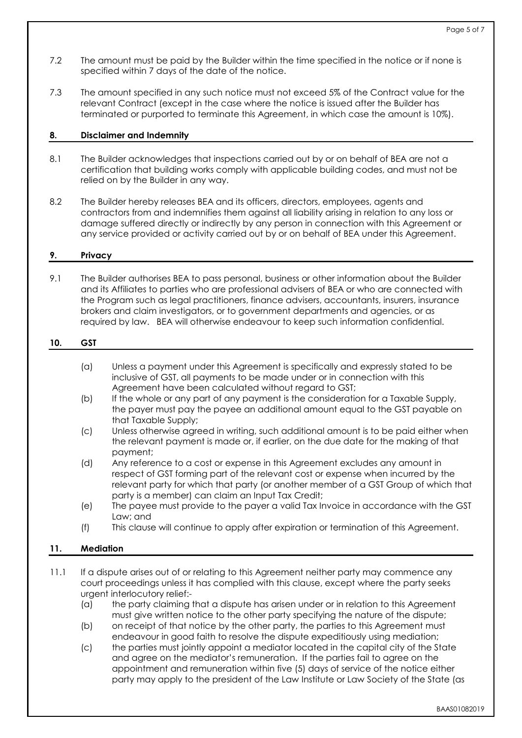7.2 The amount must be paid by the Builder within the time specified in the notice or if none is specified within 7 days of the date of the notice.

7.3 The amount specified in any such notice must not exceed 5% of the Contract value for the relevant Contract (except in the case where the notice is issued after the Builder has terminated or purported to terminate this Agreement, in which case the amount is 10%).

## 8. Disclaimer and Indemnity

8.1 The Builder acknowledges that inspections carried out by or on behalf of BEA are not a certification that building works comply with applicable building codes, and must not be relied on by the Builder in any way.

8.2 The Builder hereby releases BEA and its officers, directors, employees, agents and contractors from and indemnifies them against all liability arising in relation to any loss or damage suffered directly or indirectly by any person in connection with this Agreement or any service provided or activity carried out by or on behalf of BEA under this Agreement.

## 9. Privacy

9.1 The Builder authorises BEA to pass personal, business or other information about the Builder and its Affiliates to parties who are professional advisers of BEA or who are connected with the Program such as legal practitioners, finance advisers, accountants, insurers, insurance brokers and claim investigators, or to government departments and agencies, or as required by law. BEA will otherwise endeavour to keep such information confidential.

## 10. GST

(a) Unless a payment under this Agreement is specifically and expressly stated to be inclusive of GST, all payments to be made under or in connection with this Agreement have been calculated without regard to GST;

(b) If the whole or any part of any payment is the consideration for a Taxable Supply, the payer must pay the payee an additional amount equal to the GST payable on that Taxable Supply;

(c) Unless otherwise agreed in writing, such additional amount is to be paid either when the relevant payment is made or, if earlier, on the due date for the making of that payment;

(d) Any reference to a cost or expense in this Agreement excludes any amount in respect of GST forming part of the relevant cost or expense when incurred by the relevant party for which that party (or another member of a GST Group of which that party is a member) can claim an Input Tax Credit;

(e) The payee must provide to the payer a valid Tax Invoice in accordance with the GST Law; and

(f) This clause will continue to apply after expiration or termination of this Agreement.

## 11. Mediation

11.1 If a dispute arises out of or relating to this Agreement neither party may commence any court proceedings unless it has complied with this clause, except where the party seeks urgent interlocutory relief:-

(a) the party claiming that a dispute has arisen under or in relation to this Agreement must give written notice to the other party specifying the nature of the dispute;

(b) on receipt of that notice by the other party, the parties to this Agreement must endeavour in good faith to resolve the dispute expeditiously using mediation;

(c) the parties must jointly appoint a mediator located in the capital city of the State and agree on the mediator's remuneration. If the parties fail to agree on the appointment and remuneration within five (5) days of service of the notice either party may apply to the president of the Law Institute or Law Society of the State (as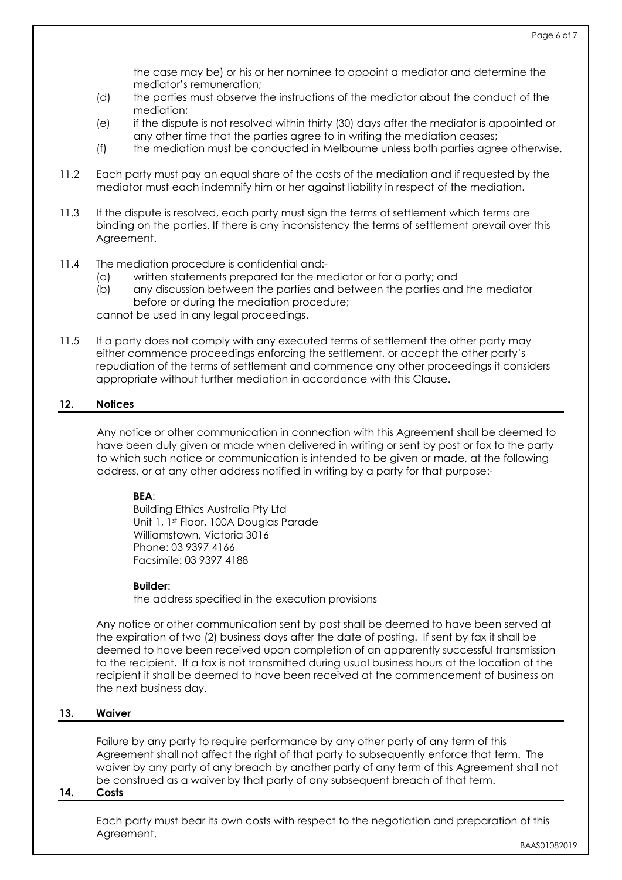the case may be) or his or her nominee to appoint a mediator and determine the mediator's remuneration;

(d) the parties must observe the instructions of the mediator about the conduct of the mediation;

(e) if the dispute is not resolved within thirty (30) days after the mediator is appointed or any other time that the parties agree to in writing the mediation ceases;

(f) the mediation must be conducted in Melbourne unless both parties agree otherwise.

11.2 Each party must pay an equal share of the costs of the mediation and if requested by the mediator must each indemnify him or her against liability in respect of the mediation.

11.3 If the dispute is resolved, each party must sign the terms of settlement which terms are binding on the parties. If there is any inconsistency the terms of settlement prevail over this Agreement.

11.4 The mediation procedure is confidential and:-

(a) written statements prepared for the mediator or for a party; and

(b) any discussion between the parties and between the parties and the mediator before or during the mediation procedure;

cannot be used in any legal proceedings.

11.5 If a party does not comply with any executed terms of settlement the other party may either commence proceedings enforcing the settlement, or accept the other party's repudiation of the terms of settlement and commence any other proceedings it considers appropriate without further mediation in accordance with this Clause.

## 12. Notices

Any notice or other communication in connection with this Agreement shall be deemed to have been duly given or made when delivered in writing or sent by post or fax to the party to which such notice or communication is intended to be given or made, at the following address, or at any other address notified in writing by a party for that purpose:-

**BEA**:
Building Ethics Australia Pty Ltd
Unit 1, 1st Floor, 100A Douglas Parade
Williamstown, Victoria 3016
Phone: 03 9397 4166
Facsimile: 03 9397 4188

**Builder**:
the address specified in the execution provisions

Any notice or other communication sent by post shall be deemed to have been served at the expiration of two (2) business days after the date of posting. If sent by fax it shall be deemed to have been received upon completion of an apparently successful transmission to the recipient. If a fax is not transmitted during usual business hours at the location of the recipient it shall be deemed to have been received at the commencement of business on the next business day.

## 13. Waiver

Failure by any party to require performance by any other party of any term of this Agreement shall not affect the right of that party to subsequently enforce that term. The waiver by any party of any breach by another party of any term of this Agreement shall not be construed as a waiver by that party of any subsequent breach of that term.

## 14. Costs

Each party must bear its own costs with respect to the negotiation and preparation of this Agreement.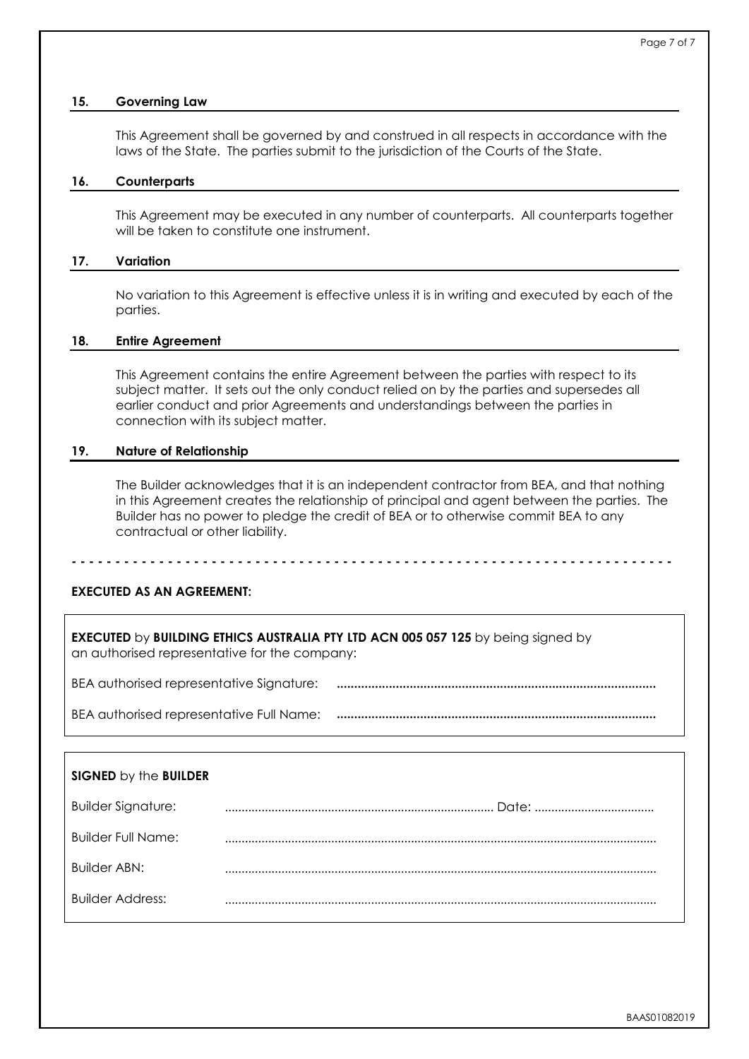## 15. Governing Law

This Agreement shall be governed by and construed in all respects in accordance with the laws of the State. The parties submit to the jurisdiction of the Courts of the State.

## 16. Counterparts

This Agreement may be executed in any number of counterparts. All counterparts together will be taken to constitute one instrument.

## 17. Variation

No variation to this Agreement is effective unless it is in writing and executed by each of the parties.

## 18. Entire Agreement

This Agreement contains the entire Agreement between the parties with respect to its subject matter. It sets out the only conduct relied on by the parties and supersedes all earlier conduct and prior Agreements and understandings between the parties in connection with its subject matter.

## 19. Nature of Relationship

The Builder acknowledges that it is an independent contractor from BEA, and that nothing in this Agreement creates the relationship of principal and agent between the parties. The Builder has no power to pledge the credit of BEA or to otherwise commit BEA to any contractual or other liability.

- - - - - - - - - - - - - - - - - - - - - - - - - - - - - - - - - - - - - - - - - - - - - - - - - - - - - - - - - - - - - - - - - - -

**EXECUTED AS AN AGREEMENT:**

**EXECUTED** by **BUILDING ETHICS AUSTRALIA PTY LTD ACN 005 057 125** by being signed by an authorised representative for the company:

BEA authorised representative Signature: ..........................................................................................

BEA authorised representative Full Name: ..........................................................................................

**SIGNED** by the **BUILDER**

Builder Signature: ................................................................................ Date: ....................................

Builder Full Name: ................................................................................................................................

Builder ABN: ................................................................................................................................

Builder Address: ................................................................................................................................

BAAS01082019